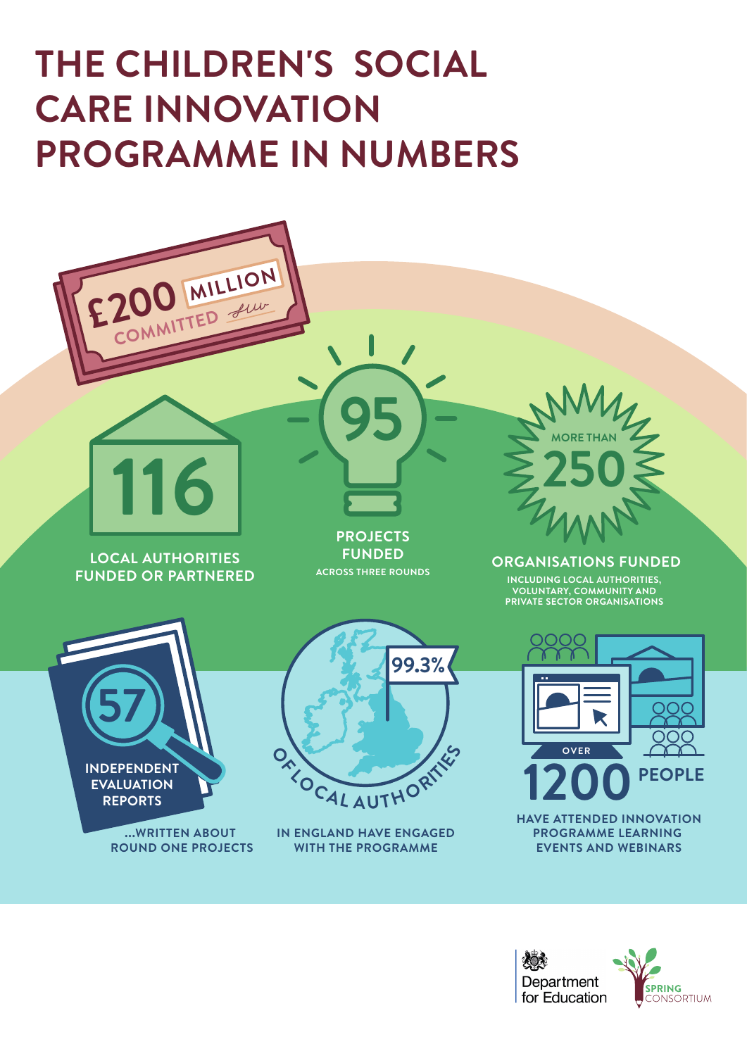# THE CHILDREN'S SOCIAL CARE INNOVATION PROGRAMME IN NUMBERS

**£200 MILLION COMMITTED**

**116**
LOCAL AUTHORITIES FUNDED OR PARTNERED

**95**
PROJECTS FUNDED
ACROSS THREE ROUNDS

**MORE THAN 250**
ORGANISATIONS FUNDED
INCLUDING LOCAL AUTHORITIES, VOLUNTARY, COMMUNITY AND PRIVATE SECTOR ORGANISATIONS

**57**
INDEPENDENT EVALUATION REPORTS
...WRITTEN ABOUT ROUND ONE PROJECTS

**99.3%**
OF LOCAL AUTHORITIES
IN ENGLAND HAVE ENGAGED WITH THE PROGRAMME

**OVER 1200 PEOPLE**
HAVE ATTENDED INNOVATION PROGRAMME LEARNING EVENTS AND WEBINARS

Department for Education

SPRING CONSORTIUM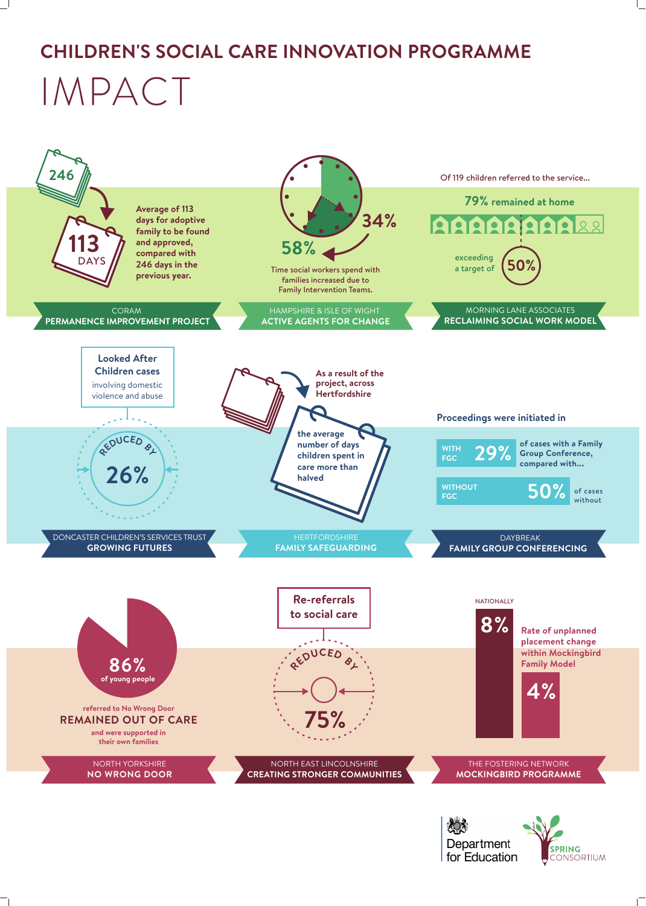# CHILDREN'S SOCIAL CARE INNOVATION PROGRAMME

# IMPACT

246

113 DAYS

Average of 113 days for adoptive family to be found and approved, compared with 246 days in the previous year.

CORAM
**PERMANENCE IMPROVEMENT PROJECT**

34%

58%

Time social workers spend with families increased due to Family Intervention Teams.

HAMPSHIRE & ISLE OF WIGHT
**ACTIVE AGENTS FOR CHANGE**

Of 119 children referred to the service...

79% remained at home

exceeding a target of 50%

MORNING LANE ASSOCIATES
**RECLAIMING SOCIAL WORK MODEL**

**Looked After Children cases** involving domestic violence and abuse

REDUCED BY 26%

DONCASTER CHILDREN'S SERVICES TRUST
**GROWING FUTURES**

As a result of the project, across Hertfordshire

the average number of days children spent in care more than halved

HERTFORDSHIRE
**FAMILY SAFEGUARDING**

Proceedings were initiated in

WITH FGC 29% of cases with a Family Group Conference, compared with...

WITHOUT FGC 50% of cases without

DAYBREAK
**FAMILY GROUP CONFERENCING**

86% of young people

referred to No Wrong Door
**REMAINED OUT OF CARE**
and were supported in their own families

NORTH YORKSHIRE
**NO WRONG DOOR**

**Re-referrals to social care**

REDUCED BY 75%

NORTH EAST LINCOLNSHIRE
**CREATING STRONGER COMMUNITIES**

NATIONALLY

8%

4%

Rate of unplanned placement change within Mockingbird Family Model

THE FOSTERING NETWORK
**MOCKINGBIRD PROGRAMME**

Department for Education

SPRING CONSORTIUM